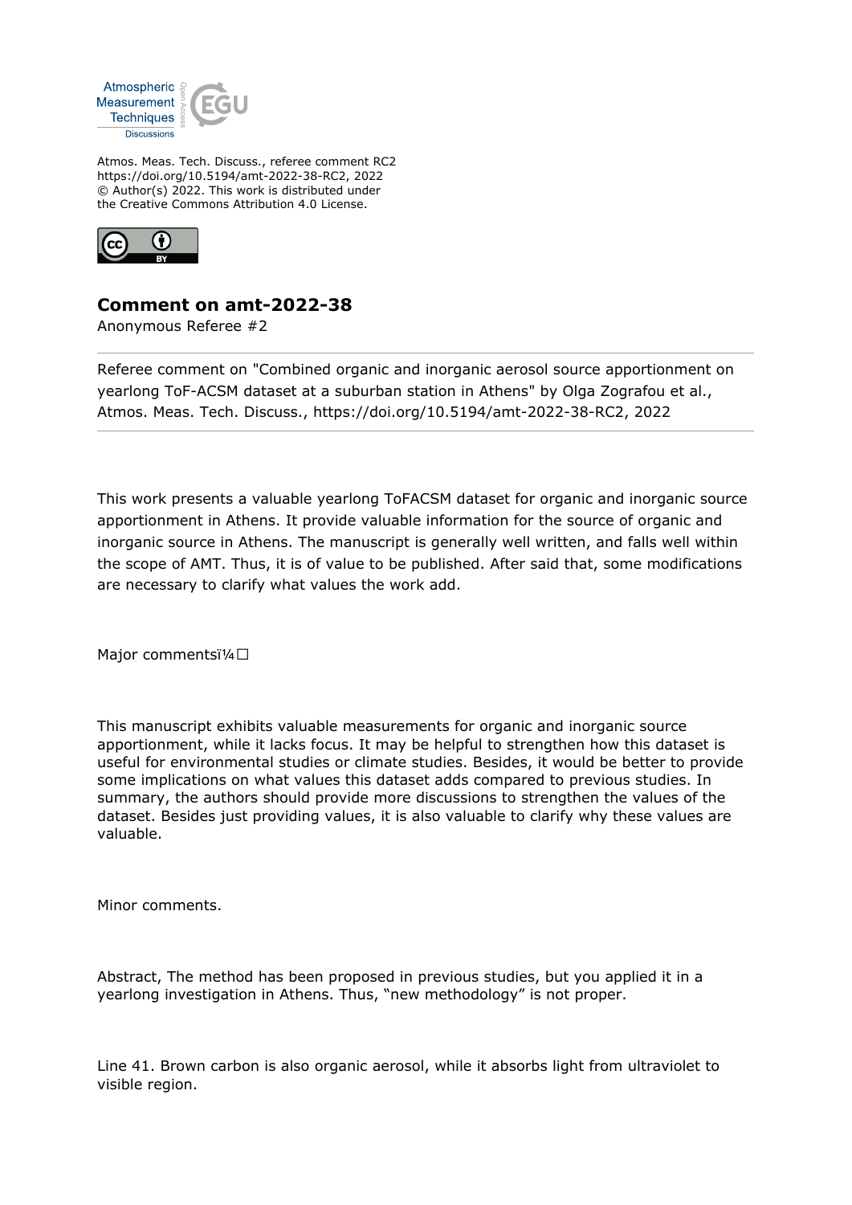Atmos. Meas. Tech. Discuss., referee comment RC2
https://doi.org/10.5194/amt-2022-38-RC2, 2022
© Author(s) 2022. This work is distributed under
the Creative Commons Attribution 4.0 License.

# Comment on amt-2022-38

Anonymous Referee #2

---

Referee comment on "Combined organic and inorganic aerosol source apportionment on yearlong ToF-ACSM dataset at a suburban station in Athens" by Olga Zografou et al., Atmos. Meas. Tech. Discuss., https://doi.org/10.5194/amt-2022-38-RC2, 2022

---

This work presents a valuable yearlong ToFACSM dataset for organic and inorganic source apportionment in Athens. It provide valuable information for the source of organic and inorganic source in Athens. The manuscript is generally well written, and falls well within the scope of AMT. Thus, it is of value to be published. After said that, some modifications are necessary to clarify what values the work add.

Major commentsï¼□

This manuscript exhibits valuable measurements for organic and inorganic source apportionment, while it lacks focus. It may be helpful to strengthen how this dataset is useful for environmental studies or climate studies. Besides, it would be better to provide some implications on what values this dataset adds compared to previous studies. In summary, the authors should provide more discussions to strengthen the values of the dataset. Besides just providing values, it is also valuable to clarify why these values are valuable.

Minor comments.

Abstract, The method has been proposed in previous studies, but you applied it in a yearlong investigation in Athens. Thus, "new methodology" is not proper.

Line 41. Brown carbon is also organic aerosol, while it absorbs light from ultraviolet to visible region.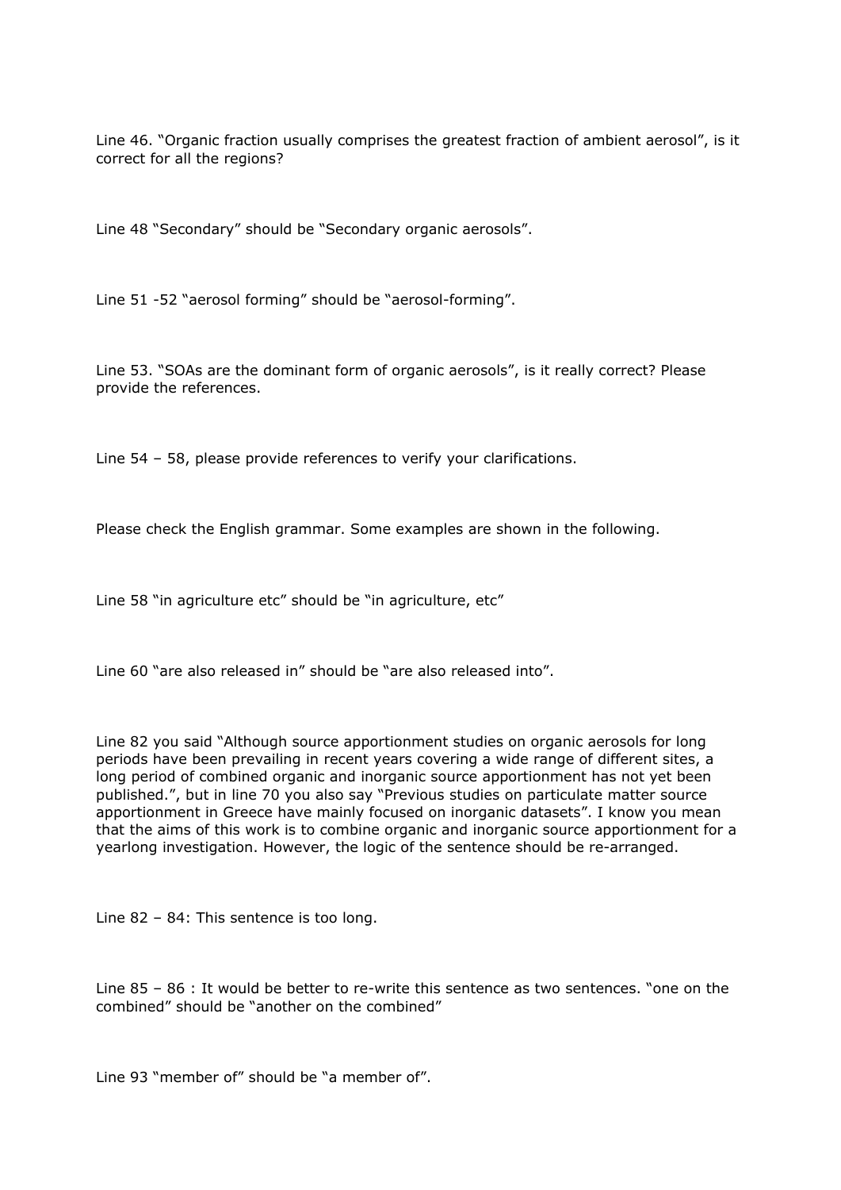Line 46. “Organic fraction usually comprises the greatest fraction of ambient aerosol”, is it correct for all the regions?

Line 48 “Secondary” should be “Secondary organic aerosols”.

Line 51 -52 “aerosol forming” should be “aerosol-forming”.

Line 53. “SOAs are the dominant form of organic aerosols”, is it really correct? Please provide the references.

Line 54 – 58, please provide references to verify your clarifications.

Please check the English grammar. Some examples are shown in the following.

Line 58 “in agriculture etc” should be “in agriculture, etc”

Line 60 “are also released in” should be “are also released into”.

Line 82 you said “Although source apportionment studies on organic aerosols for long periods have been prevailing in recent years covering a wide range of different sites, a long period of combined organic and inorganic source apportionment has not yet been published.”, but in line 70 you also say “Previous studies on particulate matter source apportionment in Greece have mainly focused on inorganic datasets”. I know you mean that the aims of this work is to combine organic and inorganic source apportionment for a yearlong investigation. However, the logic of the sentence should be re-arranged.

Line 82 – 84: This sentence is too long.

Line 85 – 86 : It would be better to re-write this sentence as two sentences. “one on the combined” should be “another on the combined”

Line 93 “member of” should be “a member of”.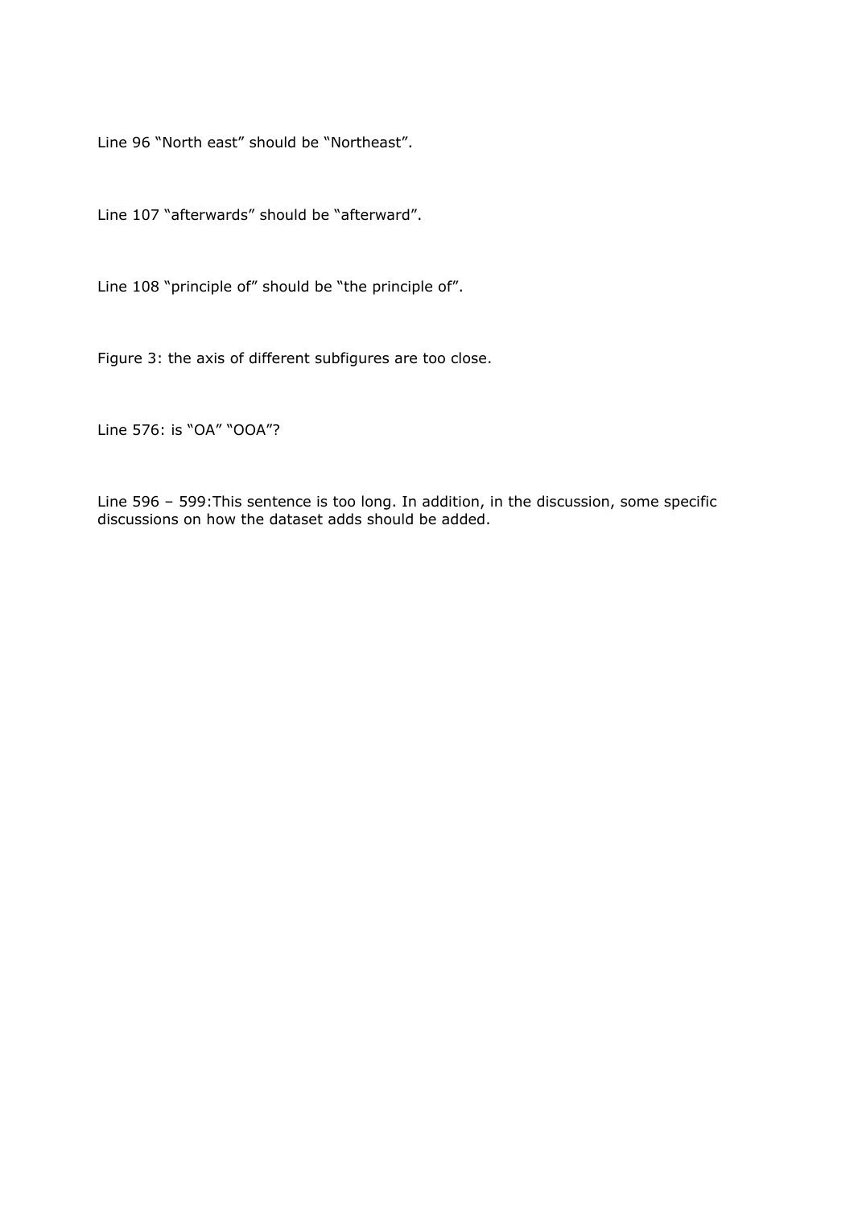Line 96 “North east” should be “Northeast”.

Line 107 “afterwards” should be “afterward”.

Line 108 “principle of” should be “the principle of”.

Figure 3: the axis of different subfigures are too close.

Line 576: is “OA” “OOA”?

Line 596 – 599:This sentence is too long. In addition, in the discussion, some specific discussions on how the dataset adds should be added.